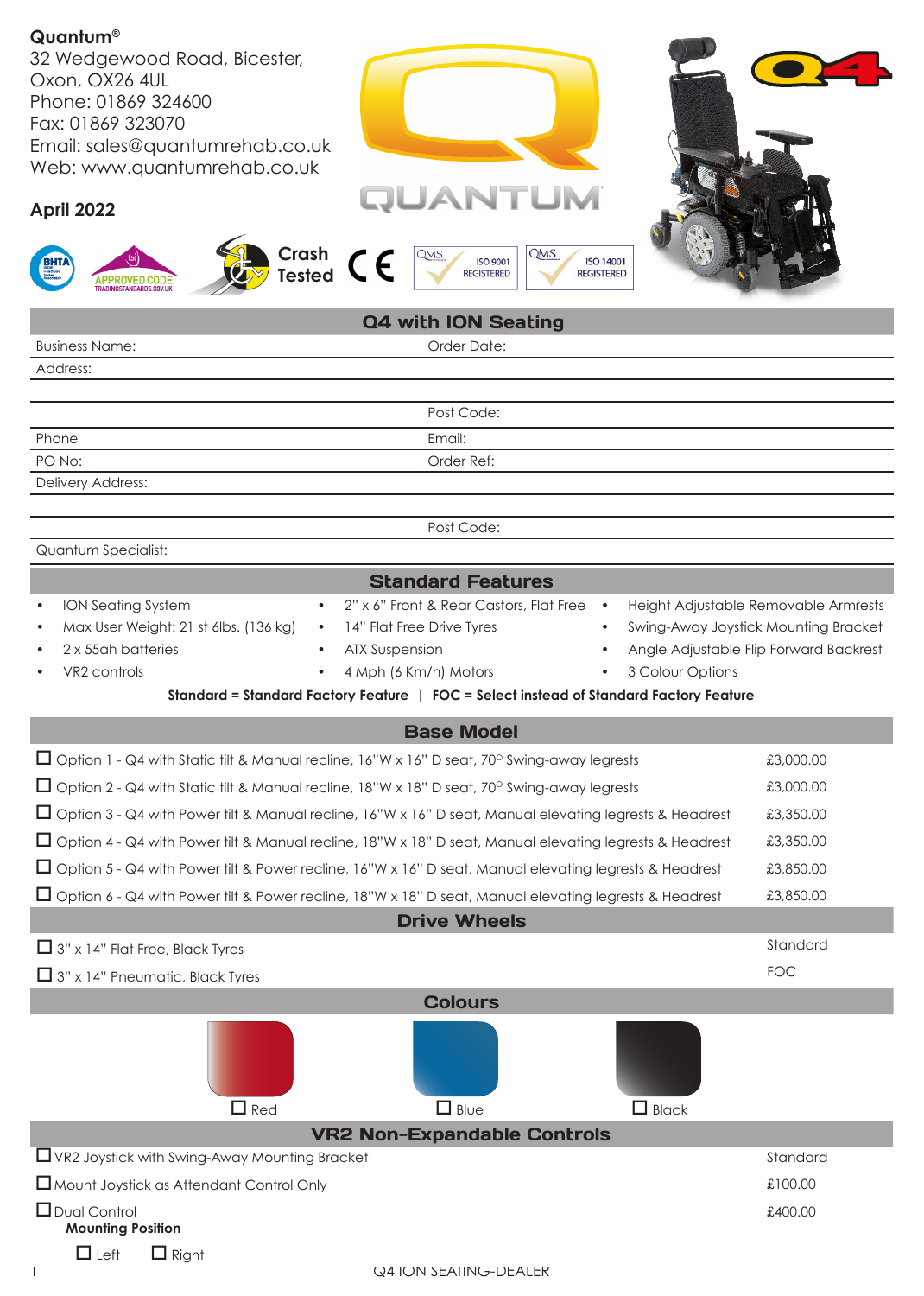**Quantum®**
32 Wedgewood Road, Bicester,
Oxon, OX26 4UL
Phone: 01869 324600
Fax: 01869 323070
Email: sales@quantumrehab.co.uk
Web: www.quantumrehab.co.uk

**April 2022**

Crash Tested

ISO 9001 REGISTERED

ISO 14001 REGISTERED

## Q4 with ION Seating

| | |
|---|---|
| Business Name: | Order Date: |
| Address: | |
| | |
| | Post Code: |
| Phone | Email: |
| PO No: | Order Ref: |
| Delivery Address: | |
| | |
| | Post Code: |
| Quantum Specialist: | |

## Standard Features

- ION Seating System
- Max User Weight: 21 st 6lbs. (136 kg)
- 2 x 55ah batteries
- VR2 controls
- 2" x 6" Front & Rear Castors, Flat Free
- 14" Flat Free Drive Tyres
- ATX Suspension
- 4 Mph (6 Km/h) Motors
- Height Adjustable Removable Armrests
- Swing-Away Joystick Mounting Bracket
- Angle Adjustable Flip Forward Backrest
- 3 Colour Options

**Standard = Standard Factory Feature | FOC = Select instead of Standard Factory Feature**

## Base Model

| | |
|---|---|
| ☐ Option 1 - Q4 with Static tilt & Manual recline, 16"W x 16" D seat, 70° Swing-away legrests | £3,000.00 |
| ☐ Option 2 - Q4 with Static tilt & Manual recline, 18"W x 18" D seat, 70° Swing-away legrests | £3,000.00 |
| ☐ Option 3 - Q4 with Power tilt & Manual recline, 16"W x 16" D seat, Manual elevating legrests & Headrest | £3,350.00 |
| ☐ Option 4 - Q4 with Power tilt & Manual recline, 18"W x 18" D seat, Manual elevating legrests & Headrest | £3,350.00 |
| ☐ Option 5 - Q4 with Power tilt & Power recline, 16"W x 16" D seat, Manual elevating legrests & Headrest | £3,850.00 |
| ☐ Option 6 - Q4 with Power tilt & Power recline, 18"W x 18" D seat, Manual elevating legrests & Headrest | £3,850.00 |

## Drive Wheels

| | |
|---|---|
| ☐ 3" x 14" Flat Free, Black Tyres | Standard |
| ☐ 3" x 14" Pneumatic, Black Tyres | FOC |

## Colours

☐ Red ☐ Blue ☐ Black

## VR2 Non-Expandable Controls

| | |
|---|---|
| ☐ VR2 Joystick with Swing-Away Mounting Bracket | Standard |
| ☐ Mount Joystick as Attendant Control Only | £100.00 |
| ☐ Dual Control | £400.00 |

**Mounting Position**

☐ Left ☐ Right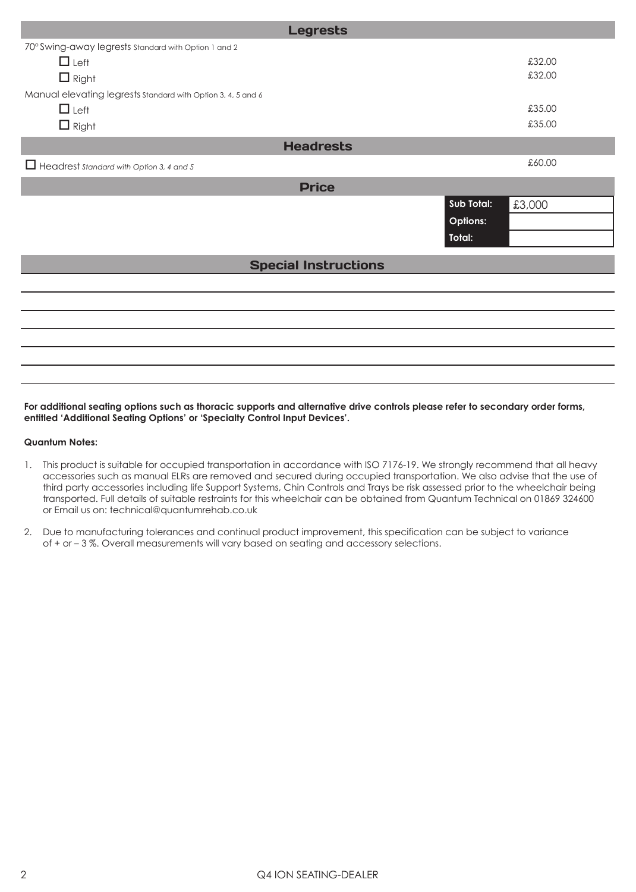## Legrests

70° Swing-away legrests Standard with Option 1 and 2

| | |
|---|---|
| ☐ Left | £32.00 |
| ☐ Right | £32.00 |

Manual elevating legrests Standard with Option 3, 4, 5 and 6

| | |
|---|---|
| ☐ Left | £35.00 |
| ☐ Right | £35.00 |

## Headrests

| | |
|---|---|
| ☐ Headrest *Standard with Option 3, 4 and 5* | £60.00 |

## Price

| | |
|---|---|
| **Sub Total:** | £3,000 |
| **Options:** | |
| **Total:** | |

## Special Instructions

**For additional seating options such as thoracic supports and alternative drive controls please refer to secondary order forms, entitled 'Additional Seating Options' or 'Specialty Control Input Devices'.**

**Quantum Notes:**

1. This product is suitable for occupied transportation in accordance with ISO 7176-19. We strongly recommend that all heavy accessories such as manual ELRs are removed and secured during occupied transportation. We also advise that the use of third party accessories including life Support Systems, Chin Controls and Trays be risk assessed prior to the wheelchair being transported. Full details of suitable restraints for this wheelchair can be obtained from Quantum Technical on 01869 324600 or Email us on: technical@quantumrehab.co.uk
2. Due to manufacturing tolerances and continual product improvement, this specification can be subject to variance of + or – 3 %. Overall measurements will vary based on seating and accessory selections.